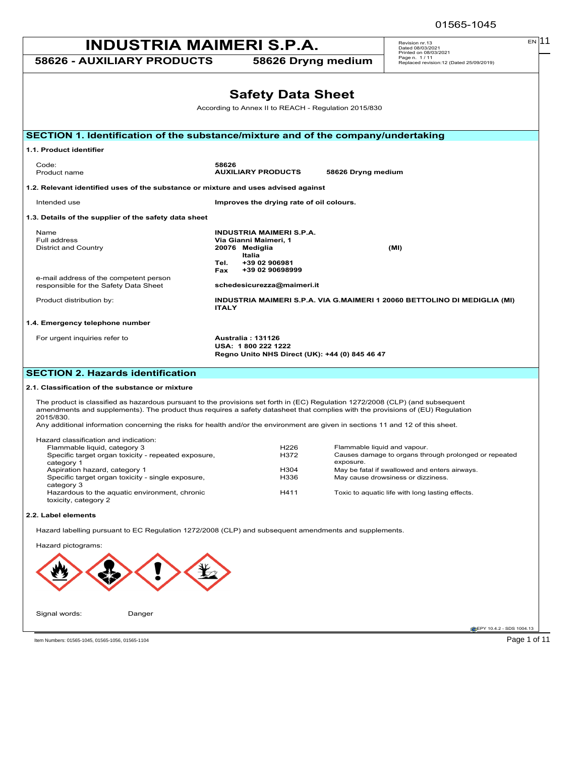# INDUSTRIA MAIMERI S.P.A.

**58626 - AUXILIARY PRODUCTS** **58626 Dryng medium**

Revision nr.13
Dated 08/03/2021
Printed on 08/03/2021
Replaced revision:12 (Dated 25/09/2019)

# Safety Data Sheet

According to Annex II to REACH - Regulation 2015/830

## SECTION 1. Identification of the substance/mixture and of the company/undertaking

### 1.1. Product identifier

| | |
|---|---|
| Code: | **58626** |
| Product name | **AUXILIARY PRODUCTS 58626 Dryng medium** |

### 1.2. Relevant identified uses of the substance or mixture and uses advised against

| | |
|---|---|
| Intended use | **Improves the drying rate of oil colours.** |

### 1.3. Details of the supplier of the safety data sheet

| | |
|---|---|
| Name | **INDUSTRIA MAIMERI S.P.A.** |
| Full address | **Via Gianni Maimeri, 1** |
| District and Country | **20076 Mediglia (MI)**<br>**Italia**<br>**Tel. +39 02 906981**<br>**Fax +39 02 90698999** |
| e-mail address of the competent person responsible for the Safety Data Sheet | **schedesicurezza@maimeri.it** |
| Product distribution by: | **INDUSTRIA MAIMERI S.P.A. VIA G.MAIMERI 1 20060 BETTOLINO DI MEDIGLIA (MI) ITALY** |

### 1.4. Emergency telephone number

| | |
|---|---|
| For urgent inquiries refer to | **Australia : 131126**<br>**USA: 1 800 222 1222**<br>**Regno Unito NHS Direct (UK): +44 (0) 845 46 47** |

## SECTION 2. Hazards identification

### 2.1. Classification of the substance or mixture

The product is classified as hazardous pursuant to the provisions set forth in (EC) Regulation 1272/2008 (CLP) (and subsequent amendments and supplements). The product thus requires a safety datasheet that complies with the provisions of (EU) Regulation 2015/830.
Any additional information concerning the risks for health and/or the environment are given in sections 11 and 12 of this sheet.

Hazard classification and indication:

| | | |
|---|---|---|
| Flammable liquid, category 3 | H226 | Flammable liquid and vapour. |
| Specific target organ toxicity - repeated exposure, category 1 | H372 | Causes damage to organs through prolonged or repeated exposure. |
| Aspiration hazard, category 1 | H304 | May be fatal if swallowed and enters airways. |
| Specific target organ toxicity - single exposure, category 3 | H336 | May cause drowsiness or dizziness. |
| Hazardous to the aquatic environment, chronic toxicity, category 2 | H411 | Toxic to aquatic life with long lasting effects. |

### 2.2. Label elements

Hazard labelling pursuant to EC Regulation 1272/2008 (CLP) and subsequent amendments and supplements.

Hazard pictograms:

Signal words: Danger

Item Numbers: 01565-1045, 01565-1056, 01565-1104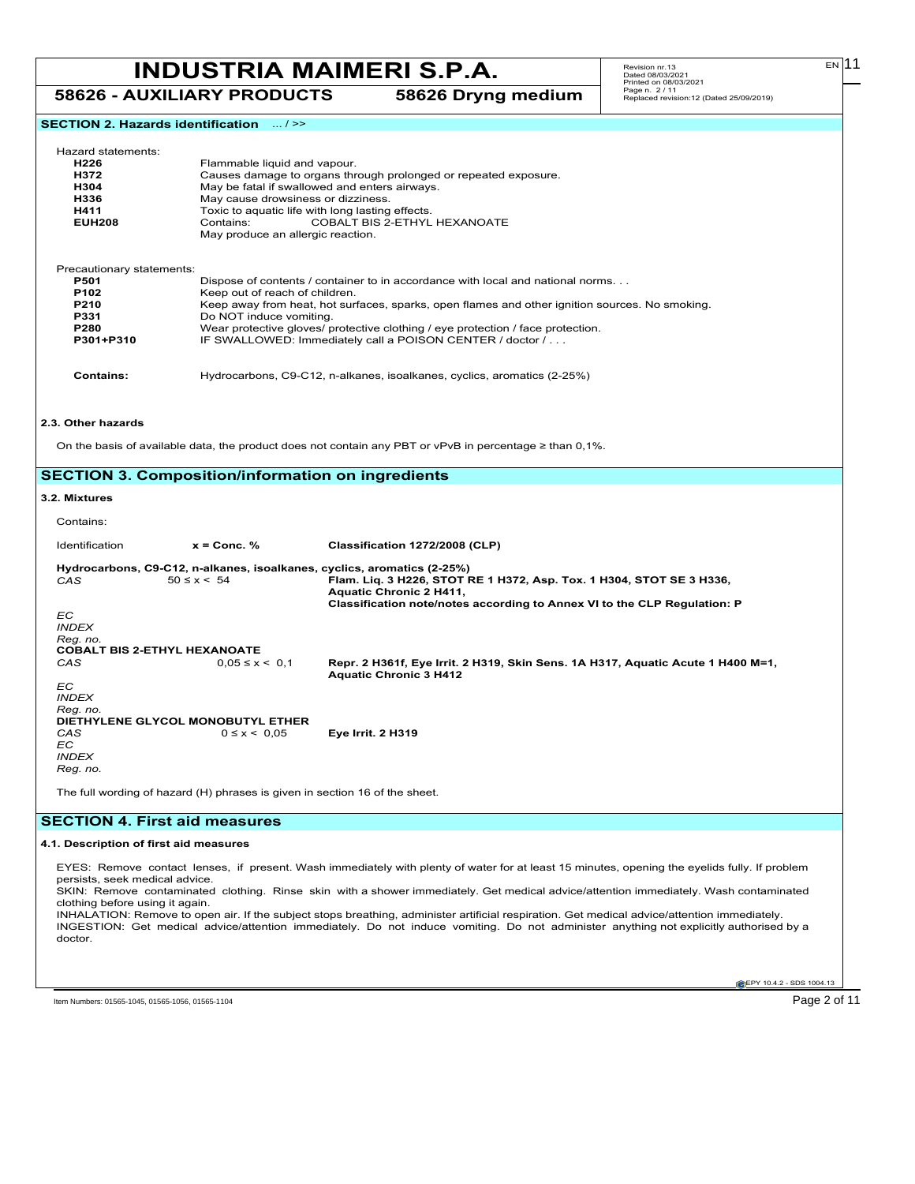## SECTION 2. Hazards identification ... / >>

Hazard statements:

| | |
|---|---|
| **H226** | Flammable liquid and vapour. |
| **H372** | Causes damage to organs through prolonged or repeated exposure. |
| **H304** | May be fatal if swallowed and enters airways. |
| **H336** | May cause drowsiness or dizziness. |
| **H411** | Toxic to aquatic life with long lasting effects. |
| **EUH208** | Contains: COBALT BIS 2-ETHYL HEXANOATE<br>May produce an allergic reaction. |

Precautionary statements:

| | |
|---|---|
| **P501** | Dispose of contents / container to in accordance with local and national norms. . . |
| **P102** | Keep out of reach of children. |
| **P210** | Keep away from heat, hot surfaces, sparks, open flames and other ignition sources. No smoking. |
| **P331** | Do NOT induce vomiting. |
| **P280** | Wear protective gloves/ protective clothing / eye protection / face protection. |
| **P301+P310** | IF SWALLOWED: Immediately call a POISON CENTER / doctor / . . . |

**Contains:** Hydrocarbons, C9-C12, n-alkanes, isoalkanes, cyclics, aromatics (2-25%)

### 2.3. Other hazards

On the basis of available data, the product does not contain any PBT or vPvB in percentage ≥ than 0,1%.

## SECTION 3. Composition/information on ingredients

### 3.2. Mixtures

Contains:

| Identification | x = Conc. % | Classification 1272/2008 (CLP) |
|---|---|---|
| **Hydrocarbons, C9-C12, n-alkanes, isoalkanes, cyclics, aromatics (2-25%)** | | |
| *CAS* | 50 ≤ x < 54 | **Flam. Liq. 3 H226, STOT RE 1 H372, Asp. Tox. 1 H304, STOT SE 3 H336, Aquatic Chronic 2 H411, Classification note/notes according to Annex VI to the CLP Regulation: P** |
| *EC* | | |
| *INDEX* | | |
| *Reg. no.* | | |
| **COBALT BIS 2-ETHYL HEXANOATE** | | |
| *CAS* | 0,05 ≤ x < 0,1 | **Repr. 2 H361f, Eye Irrit. 2 H319, Skin Sens. 1A H317, Aquatic Acute 1 H400 M=1, Aquatic Chronic 3 H412** |
| *EC* | | |
| *INDEX* | | |
| *Reg. no.* | | |
| **DIETHYLENE GLYCOL MONOBUTYL ETHER** | | |
| *CAS* | 0 ≤ x < 0,05 | **Eye Irrit. 2 H319** |
| *EC* | | |
| *INDEX* | | |
| *Reg. no.* | | |

The full wording of hazard (H) phrases is given in section 16 of the sheet.

## SECTION 4. First aid measures

### 4.1. Description of first aid measures

EYES: Remove contact lenses, if present. Wash immediately with plenty of water for at least 15 minutes, opening the eyelids fully. If problem persists, seek medical advice.
SKIN: Remove contaminated clothing. Rinse skin with a shower immediately. Get medical advice/attention immediately. Wash contaminated clothing before using it again.
INHALATION: Remove to open air. If the subject stops breathing, administer artificial respiration. Get medical advice/attention immediately.
INGESTION: Get medical advice/attention immediately. Do not induce vomiting. Do not administer anything not explicitly authorised by a doctor.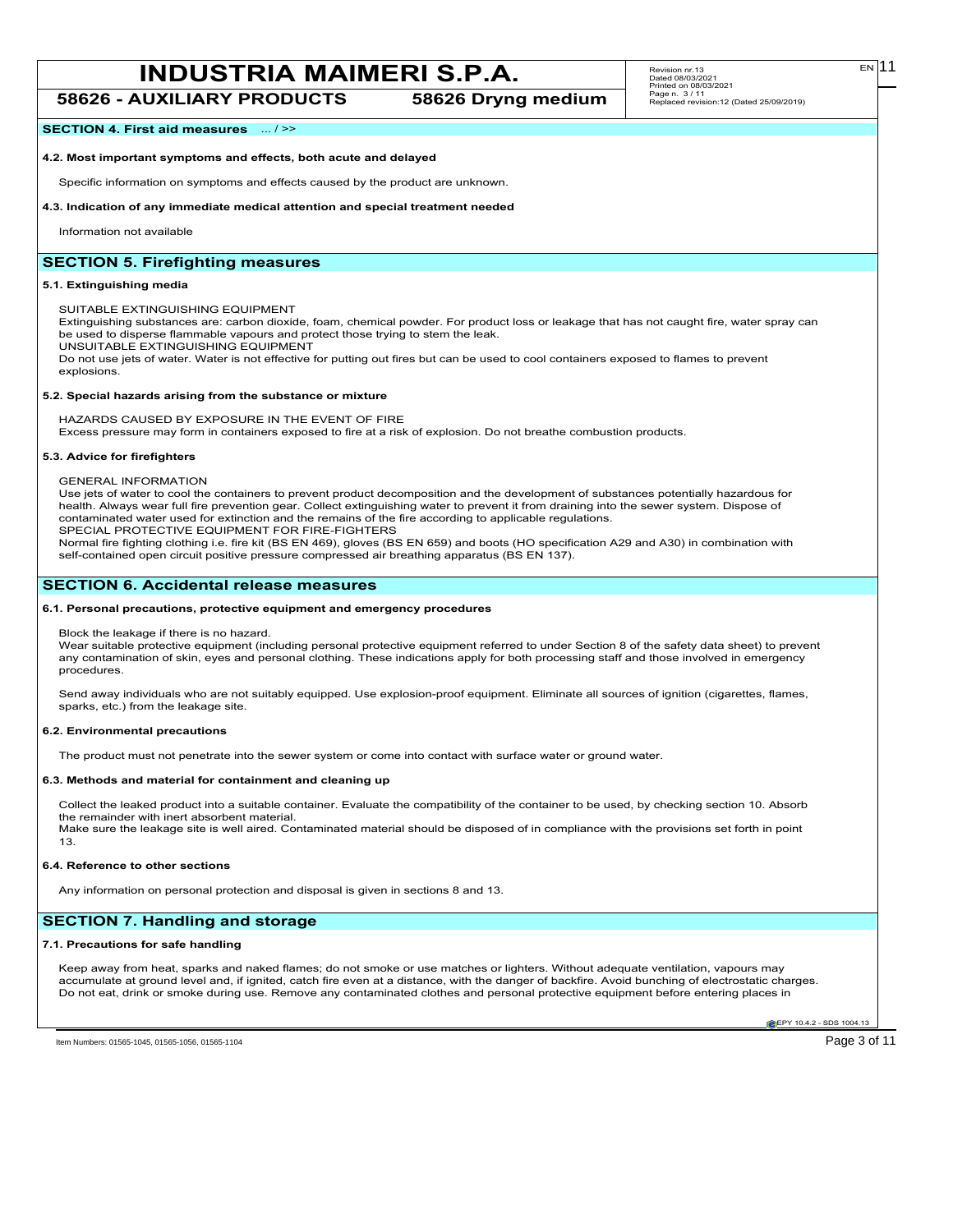## SECTION 4. First aid measures ... / >>

**4.2. Most important symptoms and effects, both acute and delayed**

Specific information on symptoms and effects caused by the product are unknown.

**4.3. Indication of any immediate medical attention and special treatment needed**

Information not available

## SECTION 5. Firefighting measures

**5.1. Extinguishing media**

SUITABLE EXTINGUISHING EQUIPMENT
Extinguishing substances are: carbon dioxide, foam, chemical powder. For product loss or leakage that has not caught fire, water spray can be used to disperse flammable vapours and protect those trying to stem the leak.
UNSUITABLE EXTINGUISHING EQUIPMENT
Do not use jets of water. Water is not effective for putting out fires but can be used to cool containers exposed to flames to prevent explosions.

**5.2. Special hazards arising from the substance or mixture**

HAZARDS CAUSED BY EXPOSURE IN THE EVENT OF FIRE
Excess pressure may form in containers exposed to fire at a risk of explosion. Do not breathe combustion products.

**5.3. Advice for firefighters**

GENERAL INFORMATION
Use jets of water to cool the containers to prevent product decomposition and the development of substances potentially hazardous for health. Always wear full fire prevention gear. Collect extinguishing water to prevent it from draining into the sewer system. Dispose of contaminated water used for extinction and the remains of the fire according to applicable regulations.
SPECIAL PROTECTIVE EQUIPMENT FOR FIRE-FIGHTERS
Normal fire fighting clothing i.e. fire kit (BS EN 469), gloves (BS EN 659) and boots (HO specification A29 and A30) in combination with self-contained open circuit positive pressure compressed air breathing apparatus (BS EN 137).

## SECTION 6. Accidental release measures

**6.1. Personal precautions, protective equipment and emergency procedures**

Block the leakage if there is no hazard.
Wear suitable protective equipment (including personal protective equipment referred to under Section 8 of the safety data sheet) to prevent any contamination of skin, eyes and personal clothing. These indications apply for both processing staff and those involved in emergency procedures.

Send away individuals who are not suitably equipped. Use explosion-proof equipment. Eliminate all sources of ignition (cigarettes, flames, sparks, etc.) from the leakage site.

**6.2. Environmental precautions**

The product must not penetrate into the sewer system or come into contact with surface water or ground water.

**6.3. Methods and material for containment and cleaning up**

Collect the leaked product into a suitable container. Evaluate the compatibility of the container to be used, by checking section 10. Absorb the remainder with inert absorbent material.
Make sure the leakage site is well aired. Contaminated material should be disposed of in compliance with the provisions set forth in point 13.

**6.4. Reference to other sections**

Any information on personal protection and disposal is given in sections 8 and 13.

## SECTION 7. Handling and storage

**7.1. Precautions for safe handling**

Keep away from heat, sparks and naked flames; do not smoke or use matches or lighters. Without adequate ventilation, vapours may accumulate at ground level and, if ignited, catch fire even at a distance, with the danger of backfire. Avoid bunching of electrostatic charges. Do not eat, drink or smoke during use. Remove any contaminated clothes and personal protective equipment before entering places in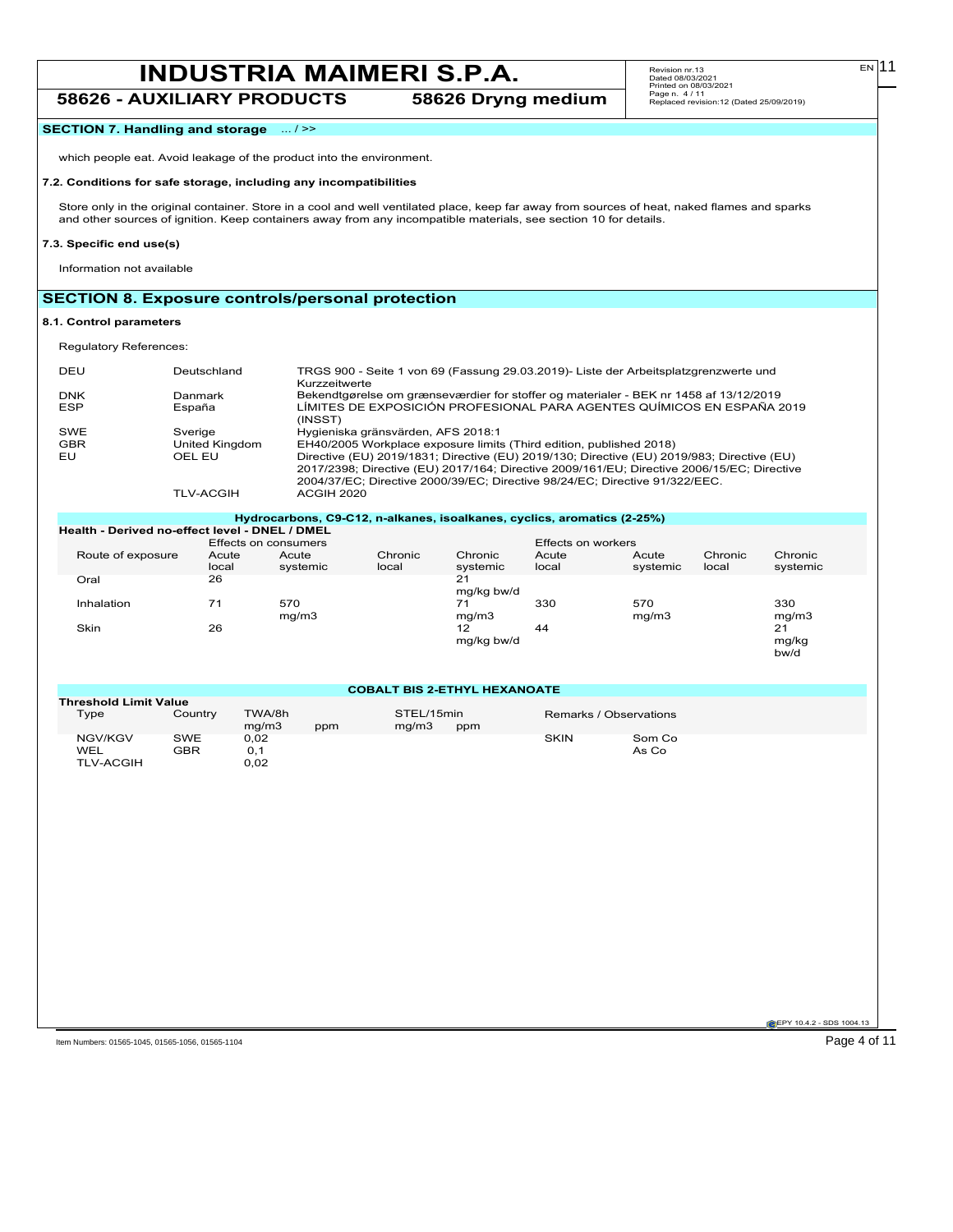## SECTION 7. Handling and storage ... / >>

which people eat. Avoid leakage of the product into the environment.

### 7.2. Conditions for safe storage, including any incompatibilities

Store only in the original container. Store in a cool and well ventilated place, keep far away from sources of heat, naked flames and sparks and other sources of ignition. Keep containers away from any incompatible materials, see section 10 for details.

### 7.3. Specific end use(s)

Information not available

## SECTION 8. Exposure controls/personal protection

### 8.1. Control parameters

Regulatory References:

| | | |
|---|---|---|
| DEU | Deutschland | TRGS 900 - Seite 1 von 69 (Fassung 29.03.2019)- Liste der Arbeitsplatzgrenzwerte und Kurzzeitwerte |
| DNK | Danmark | Bekendtgørelse om grænseværdier for stoffer og materialer - BEK nr 1458 af 13/12/2019 |
| ESP | España | LÍMITES DE EXPOSICIÓN PROFESIONAL PARA AGENTES QUÍMICOS EN ESPAÑA 2019 (INSST) |
| SWE | Sverige | Hygieniska gränsvärden, AFS 2018:1 |
| GBR | United Kingdom | EH40/2005 Workplace exposure limits (Third edition, published 2018) |
| EU | OEL EU | Directive (EU) 2019/1831; Directive (EU) 2019/130; Directive (EU) 2019/983; Directive (EU) 2017/2398; Directive (EU) 2017/164; Directive 2009/161/EU; Directive 2006/15/EC; Directive 2004/37/EC; Directive 2000/39/EC; Directive 98/24/EC; Directive 91/322/EEC. |
| | TLV-ACGIH | ACGIH 2020 |

**Hydrocarbons, C9-C12, n-alkanes, isoalkanes, cyclics, aromatics (2-25%)**

**Health - Derived no-effect level - DNEL / DMEL**

| | Effects on consumers | | | | Effects on workers | | | |
|---|---|---|---|---|---|---|---|---|
| Route of exposure | Acute local | Acute systemic | Chronic local | Chronic systemic | Acute local | Acute systemic | Chronic local | Chronic systemic |
| Oral | 26 | | | 21 mg/kg bw/d | | | | |
| Inhalation | 71 | 570 mg/m3 | | 71 mg/m3 | 330 | 570 mg/m3 | | 330 mg/m3 |
| Skin | 26 | | | 12 mg/kg bw/d | 44 | | | 21 mg/kg bw/d |

**COBALT BIS 2-ETHYL HEXANOATE**

**Threshold Limit Value**

| Type | Country | TWA/8h mg/m3 | TWA/8h ppm | STEL/15min mg/m3 | STEL/15min ppm | Remarks / Observations | |
|---|---|---|---|---|---|---|---|
| NGV/KGV | SWE | 0,02 | | | | SKIN | Som Co |
| WEL | GBR | 0,1 | | | | | As Co |
| TLV-ACGIH | | 0,02 | | | | | |

Item Numbers: 01565-1045, 01565-1056, 01565-1104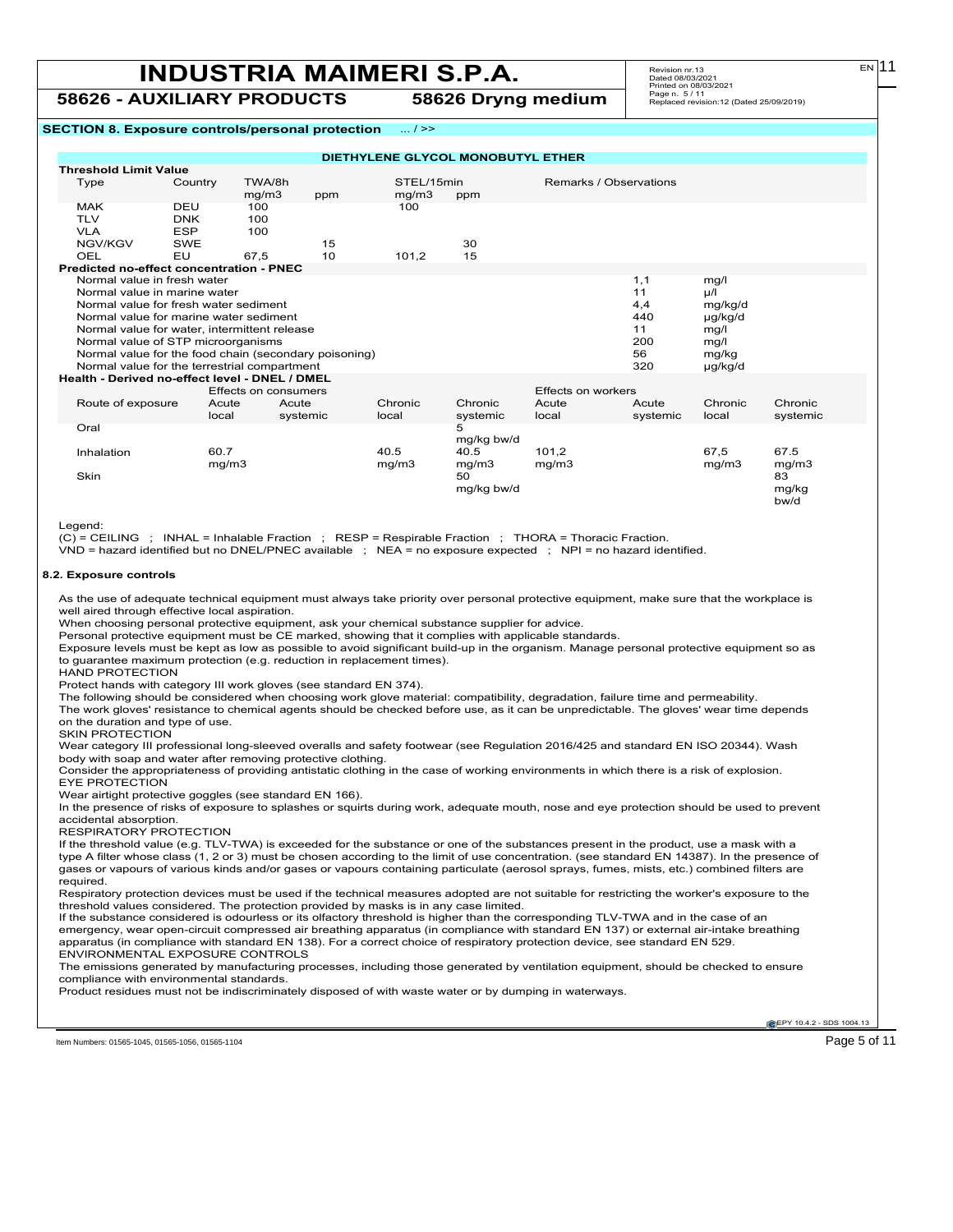**SECTION 8. Exposure controls/personal protection** ... / >>

**DIETHYLENE GLYCOL MONOBUTYL ETHER**

**Threshold Limit Value**

| Type | Country | TWA/8h mg/m3 | TWA/8h ppm | STEL/15min mg/m3 | STEL/15min ppm | Remarks / Observations |
|---|---|---|---|---|---|---|
| MAK | DEU | 100 | | 100 | | |
| TLV | DNK | 100 | | | | |
| VLA | ESP | 100 | | | | |
| NGV/KGV | SWE | | 15 | | 30 | |
| OEL | EU | 67,5 | 10 | 101,2 | 15 | |

**Predicted no-effect concentration - PNEC**

| | | |
|---|---|---|
| Normal value in fresh water | 1,1 | mg/l |
| Normal value in marine water | 11 | µ/l |
| Normal value for fresh water sediment | 4,4 | mg/kg/d |
| Normal value for marine water sediment | 440 | µg/kg/d |
| Normal value for water, intermittent release | 11 | mg/l |
| Normal value of STP microorganisms | 200 | mg/l |
| Normal value for the food chain (secondary poisoning) | 56 | mg/kg |
| Normal value for the terrestrial compartment | 320 | µg/kg/d |

**Health - Derived no-effect level - DNEL / DMEL**

| | Effects on consumers | | | | Effects on workers | | | |
|---|---|---|---|---|---|---|---|---|
| Route of exposure | Acute local | Acute systemic | Chronic local | Chronic systemic | Acute local | Acute systemic | Chronic local | Chronic systemic |
| Oral | | | | 5 mg/kg bw/d | | | | |
| Inhalation | 60.7 mg/m3 | | 40.5 mg/m3 | 40.5 mg/m3 | 101,2 mg/m3 | | 67,5 mg/m3 | 67.5 mg/m3 |
| Skin | | | | 50 mg/kg bw/d | | | | 83 mg/kg bw/d |

Legend:

(C) = CEILING ; INHAL = Inhalable Fraction ; RESP = Respirable Fraction ; THORA = Thoracic Fraction.

VND = hazard identified but no DNEL/PNEC available ; NEA = no exposure expected ; NPI = no hazard identified.

**8.2. Exposure controls**

As the use of adequate technical equipment must always take priority over personal protective equipment, make sure that the workplace is well aired through effective local aspiration.

When choosing personal protective equipment, ask your chemical substance supplier for advice.

Personal protective equipment must be CE marked, showing that it complies with applicable standards.

Exposure levels must be kept as low as possible to avoid significant build-up in the organism. Manage personal protective equipment so as to guarantee maximum protection (e.g. reduction in replacement times).

HAND PROTECTION

Protect hands with category III work gloves (see standard EN 374).

The following should be considered when choosing work glove material: compatibility, degradation, failure time and permeability.

The work gloves' resistance to chemical agents should be checked before use, as it can be unpredictable. The gloves' wear time depends on the duration and type of use.

SKIN PROTECTION

Wear category III professional long-sleeved overalls and safety footwear (see Regulation 2016/425 and standard EN ISO 20344). Wash body with soap and water after removing protective clothing.

Consider the appropriateness of providing antistatic clothing in the case of working environments in which there is a risk of explosion.

EYE PROTECTION

Wear airtight protective goggles (see standard EN 166).

In the presence of risks of exposure to splashes or squirts during work, adequate mouth, nose and eye protection should be used to prevent accidental absorption.

RESPIRATORY PROTECTION

If the threshold value (e.g. TLV-TWA) is exceeded for the substance or one of the substances present in the product, use a mask with a type A filter whose class (1, 2 or 3) must be chosen according to the limit of use concentration. (see standard EN 14387). In the presence of gases or vapours of various kinds and/or gases or vapours containing particulate (aerosol sprays, fumes, mists, etc.) combined filters are required.

Respiratory protection devices must be used if the technical measures adopted are not suitable for restricting the worker's exposure to the threshold values considered. The protection provided by masks is in any case limited.

If the substance considered is odourless or its olfactory threshold is higher than the corresponding TLV-TWA and in the case of an emergency, wear open-circuit compressed air breathing apparatus (in compliance with standard EN 137) or external air-intake breathing apparatus (in compliance with standard EN 138). For a correct choice of respiratory protection device, see standard EN 529.

ENVIRONMENTAL EXPOSURE CONTROLS

The emissions generated by manufacturing processes, including those generated by ventilation equipment, should be checked to ensure compliance with environmental standards.

Product residues must not be indiscriminately disposed of with waste water or by dumping in waterways.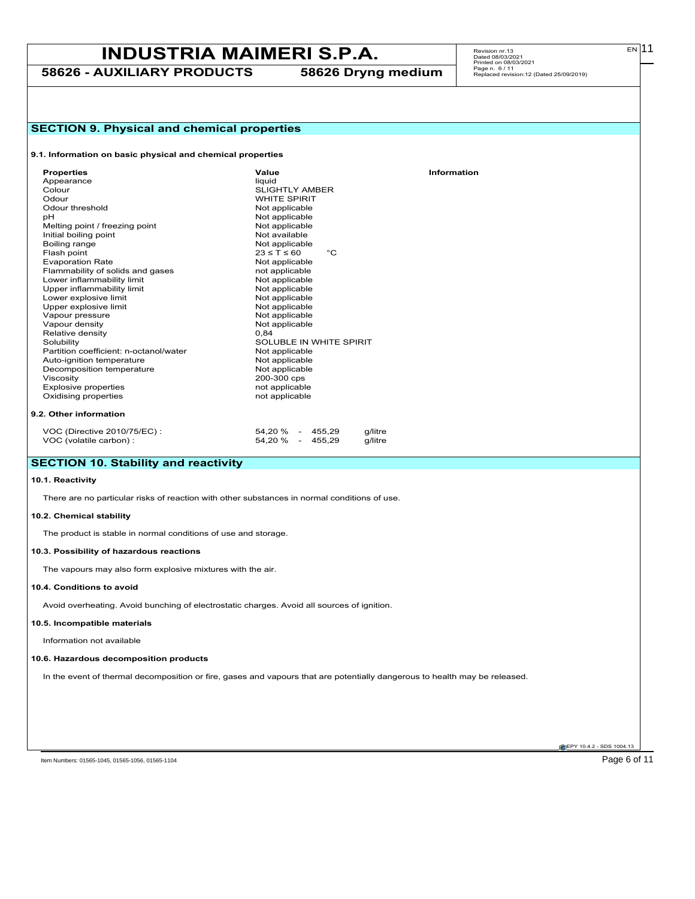## SECTION 9. Physical and chemical properties

### 9.1. Information on basic physical and chemical properties

| Properties | Value | Information |
|---|---|---|
| Appearance | liquid | |
| Colour | SLIGHTLY AMBER | |
| Odour | WHITE SPIRIT | |
| Odour threshold | Not applicable | |
| pH | Not applicable | |
| Melting point / freezing point | Not applicable | |
| Initial boiling point | Not available | |
| Boiling range | Not applicable | |
| Flash point | 23 ≤ T ≤ 60 °C | |
| Evaporation Rate | Not applicable | |
| Flammability of solids and gases | not applicable | |
| Lower inflammability limit | Not applicable | |
| Upper inflammability limit | Not applicable | |
| Lower explosive limit | Not applicable | |
| Upper explosive limit | Not applicable | |
| Vapour pressure | Not applicable | |
| Vapour density | Not applicable | |
| Relative density | 0,84 | |
| Solubility | SOLUBLE IN WHITE SPIRIT | |
| Partition coefficient: n-octanol/water | Not applicable | |
| Auto-ignition temperature | Not applicable | |
| Decomposition temperature | Not applicable | |
| Viscosity | 200-300 cps | |
| Explosive properties | not applicable | |
| Oxidising properties | not applicable | |

### 9.2. Other information

| | | |
|---|---|---|
| VOC (Directive 2010/75/EC) : | 54,20 % - 455,29 | g/litre |
| VOC (volatile carbon) : | 54,20 % - 455,29 | g/litre |

## SECTION 10. Stability and reactivity

### 10.1. Reactivity

There are no particular risks of reaction with other substances in normal conditions of use.

### 10.2. Chemical stability

The product is stable in normal conditions of use and storage.

### 10.3. Possibility of hazardous reactions

The vapours may also form explosive mixtures with the air.

### 10.4. Conditions to avoid

Avoid overheating. Avoid bunching of electrostatic charges. Avoid all sources of ignition.

### 10.5. Incompatible materials

Information not available

### 10.6. Hazardous decomposition products

In the event of thermal decomposition or fire, gases and vapours that are potentially dangerous to health may be released.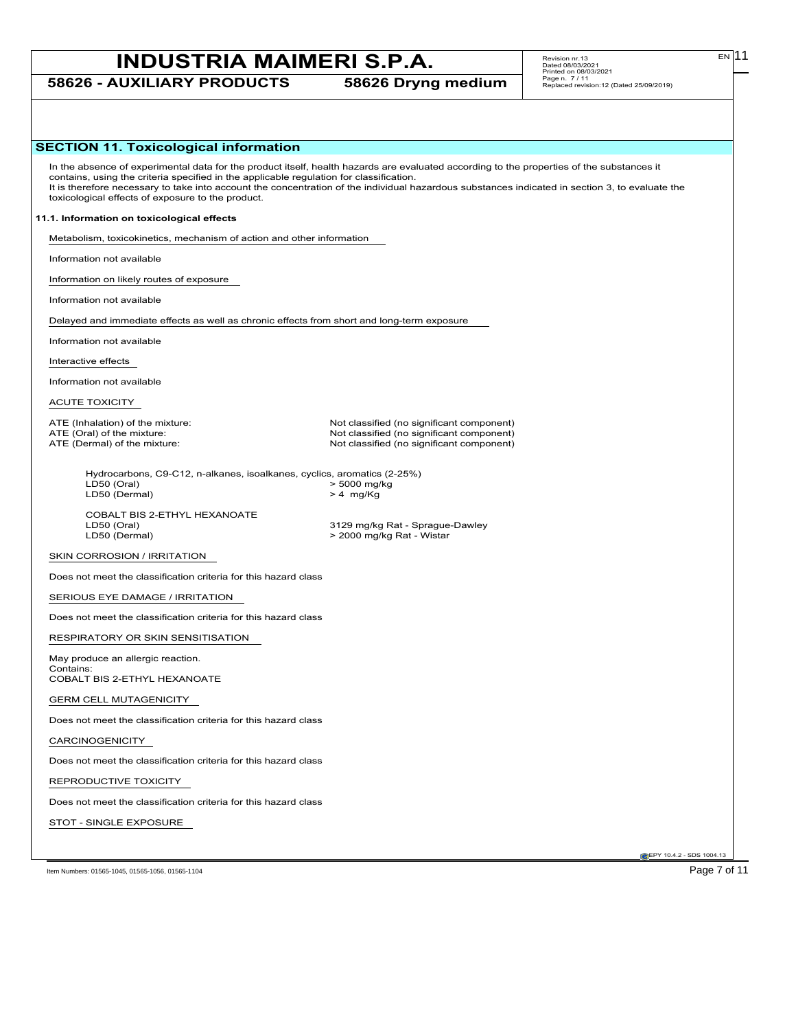## SECTION 11. Toxicological information

In the absence of experimental data for the product itself, health hazards are evaluated according to the properties of the substances it contains, using the criteria specified in the applicable regulation for classification.
It is therefore necessary to take into account the concentration of the individual hazardous substances indicated in section 3, to evaluate the toxicological effects of exposure to the product.

### 11.1. Information on toxicological effects

Metabolism, toxicokinetics, mechanism of action and other information

Information not available

Information on likely routes of exposure

Information not available

Delayed and immediate effects as well as chronic effects from short and long-term exposure

Information not available

Interactive effects

Information not available

ACUTE TOXICITY

| | |
|---|---|
| ATE (Inhalation) of the mixture: | Not classified (no significant component) |
| ATE (Oral) of the mixture: | Not classified (no significant component) |
| ATE (Dermal) of the mixture: | Not classified (no significant component) |

Hydrocarbons, C9-C12, n-alkanes, isoalkanes, cyclics, aromatics (2-25%)

| | |
|---|---|
| LD50 (Oral) | > 5000 mg/kg |
| LD50 (Dermal) | > 4 mg/Kg |

COBALT BIS 2-ETHYL HEXANOATE

| | |
|---|---|
| LD50 (Oral) | 3129 mg/kg Rat - Sprague-Dawley |
| LD50 (Dermal) | > 2000 mg/kg Rat - Wistar |

SKIN CORROSION / IRRITATION

Does not meet the classification criteria for this hazard class

SERIOUS EYE DAMAGE / IRRITATION

Does not meet the classification criteria for this hazard class

RESPIRATORY OR SKIN SENSITISATION

May produce an allergic reaction.
Contains:
COBALT BIS 2-ETHYL HEXANOATE

GERM CELL MUTAGENICITY

Does not meet the classification criteria for this hazard class

CARCINOGENICITY

Does not meet the classification criteria for this hazard class

REPRODUCTIVE TOXICITY

Does not meet the classification criteria for this hazard class

STOT - SINGLE EXPOSURE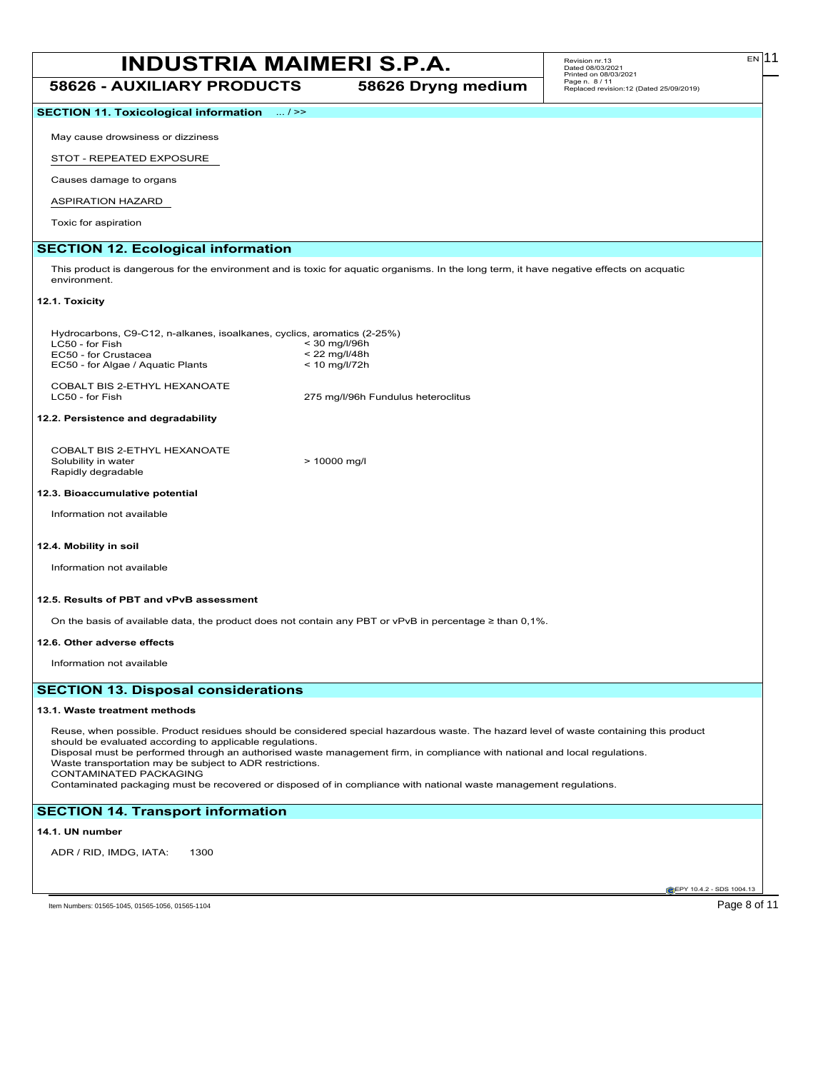## SECTION 11. Toxicological information ... / >>

May cause drowsiness or dizziness

STOT - REPEATED EXPOSURE

Causes damage to organs

ASPIRATION HAZARD

Toxic for aspiration

## SECTION 12. Ecological information

This product is dangerous for the environment and is toxic for aquatic organisms. In the long term, it have negative effects on acquatic environment.

### 12.1. Toxicity

Hydrocarbons, C9-C12, n-alkanes, isoalkanes, cyclics, aromatics (2-25%)

| | |
|---|---|
| LC50 - for Fish | < 30 mg/l/96h |
| EC50 - for Crustacea | < 22 mg/l/48h |
| EC50 - for Algae / Aquatic Plants | < 10 mg/l/72h |

COBALT BIS 2-ETHYL HEXANOATE

| | |
|---|---|
| LC50 - for Fish | 275 mg/l/96h Fundulus heteroclitus |

### 12.2. Persistence and degradability

COBALT BIS 2-ETHYL HEXANOATE

| | |
|---|---|
| Solubility in water | > 10000 mg/l |
| Rapidly degradable | |

### 12.3. Bioaccumulative potential

Information not available

### 12.4. Mobility in soil

Information not available

### 12.5. Results of PBT and vPvB assessment

On the basis of available data, the product does not contain any PBT or vPvB in percentage ≥ than 0,1%.

### 12.6. Other adverse effects

Information not available

## SECTION 13. Disposal considerations

### 13.1. Waste treatment methods

Reuse, when possible. Product residues should be considered special hazardous waste. The hazard level of waste containing this product should be evaluated according to applicable regulations.
Disposal must be performed through an authorised waste management firm, in compliance with national and local regulations.
Waste transportation may be subject to ADR restrictions.
CONTAMINATED PACKAGING
Contaminated packaging must be recovered or disposed of in compliance with national waste management regulations.

## SECTION 14. Transport information

### 14.1. UN number

ADR / RID, IMDG, IATA: 1300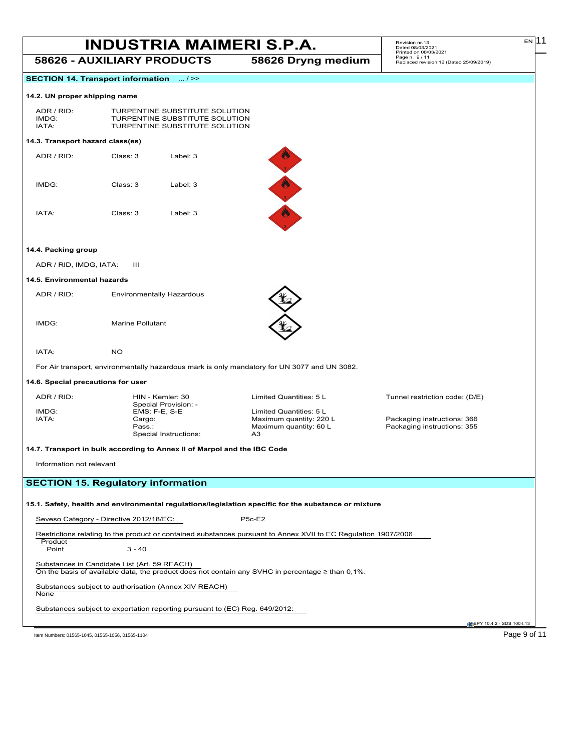## SECTION 14. Transport information ... / >>

### 14.2. UN proper shipping name

| | |
|---|---|
| ADR / RID: | TURPENTINE SUBSTITUTE SOLUTION |
| IMDG: | TURPENTINE SUBSTITUTE SOLUTION |
| IATA: | TURPENTINE SUBSTITUTE SOLUTION |

### 14.3. Transport hazard class(es)

| | | |
|---|---|---|
| ADR / RID: | Class: 3 | Label: 3 |
| IMDG: | Class: 3 | Label: 3 |
| IATA: | Class: 3 | Label: 3 |

### 14.4. Packing group

ADR / RID, IMDG, IATA: III

### 14.5. Environmental hazards

| | |
|---|---|
| ADR / RID: | Environmentally Hazardous |
| IMDG: | Marine Pollutant |
| IATA: | NO |

For Air transport, environmentally hazardous mark is only mandatory for UN 3077 and UN 3082.

### 14.6. Special precautions for user

| | | | |
|---|---|---|---|
| ADR / RID: | HIN - Kemler: 30<br>Special Provision: - | Limited Quantities: 5 L | Tunnel restriction code: (D/E) |
| IMDG: | EMS: F-E, S-E | Limited Quantities: 5 L | |
| IATA: | Cargo: | Maximum quantity: 220 L | Packaging instructions: 366 |
| | Pass.: | Maximum quantity: 60 L | Packaging instructions: 355 |
| | Special Instructions: | A3 | |

### 14.7. Transport in bulk according to Annex II of Marpol and the IBC Code

Information not relevant

## SECTION 15. Regulatory information

### 15.1. Safety, health and environmental regulations/legislation specific for the substance or mixture

Seveso Category - Directive 2012/18/EC: P5c-E2

Restrictions relating to the product or contained substances pursuant to Annex XVII to EC Regulation 1907/2006

| Product | |
|---|---|
| Point | 3 - 40 |

Substances in Candidate List (Art. 59 REACH)
On the basis of available data, the product does not contain any SVHC in percentage ≥ than 0,1%.

Substances subject to authorisation (Annex XIV REACH)
None

Substances subject to exportation reporting pursuant to (EC) Reg. 649/2012:

Item Numbers: 01565-1045, 01565-1056, 01565-1104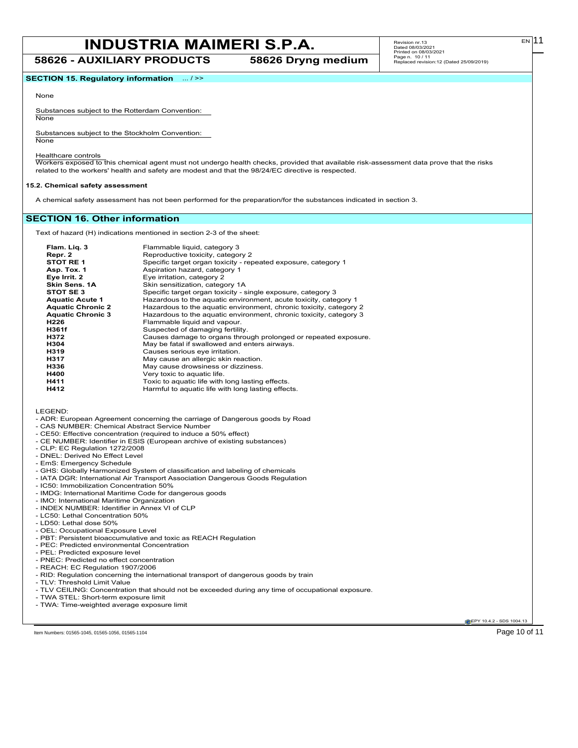## SECTION 15. Regulatory information ... / >>

None

Substances subject to the Rotterdam Convention:
None

Substances subject to the Stockholm Convention:
None

Healthcare controls
Workers exposed to this chemical agent must not undergo health checks, provided that available risk-assessment data prove that the risks related to the workers' health and safety are modest and that the 98/24/EC directive is respected.

### 15.2. Chemical safety assessment

A chemical safety assessment has not been performed for the preparation/for the substances indicated in section 3.

## SECTION 16. Other information

Text of hazard (H) indications mentioned in section 2-3 of the sheet:

| | |
|---|---|
| **Flam. Liq. 3** | Flammable liquid, category 3 |
| **Repr. 2** | Reproductive toxicity, category 2 |
| **STOT RE 1** | Specific target organ toxicity - repeated exposure, category 1 |
| **Asp. Tox. 1** | Aspiration hazard, category 1 |
| **Eye Irrit. 2** | Eye irritation, category 2 |
| **Skin Sens. 1A** | Skin sensitization, category 1A |
| **STOT SE 3** | Specific target organ toxicity - single exposure, category 3 |
| **Aquatic Acute 1** | Hazardous to the aquatic environment, acute toxicity, category 1 |
| **Aquatic Chronic 2** | Hazardous to the aquatic environment, chronic toxicity, category 2 |
| **Aquatic Chronic 3** | Hazardous to the aquatic environment, chronic toxicity, category 3 |
| **H226** | Flammable liquid and vapour. |
| **H361f** | Suspected of damaging fertility. |
| **H372** | Causes damage to organs through prolonged or repeated exposure. |
| **H304** | May be fatal if swallowed and enters airways. |
| **H319** | Causes serious eye irritation. |
| **H317** | May cause an allergic skin reaction. |
| **H336** | May cause drowsiness or dizziness. |
| **H400** | Very toxic to aquatic life. |
| **H411** | Toxic to aquatic life with long lasting effects. |
| **H412** | Harmful to aquatic life with long lasting effects. |

LEGEND:
- ADR: European Agreement concerning the carriage of Dangerous goods by Road
- CAS NUMBER: Chemical Abstract Service Number
- CE50: Effective concentration (required to induce a 50% effect)
- CE NUMBER: Identifier in ESIS (European archive of existing substances)
- CLP: EC Regulation 1272/2008
- DNEL: Derived No Effect Level
- EmS: Emergency Schedule
- GHS: Globally Harmonized System of classification and labeling of chemicals
- IATA DGR: International Air Transport Association Dangerous Goods Regulation
- IC50: Immobilization Concentration 50%
- IMDG: International Maritime Code for dangerous goods
- IMO: International Maritime Organization
- INDEX NUMBER: Identifier in Annex VI of CLP
- LC50: Lethal Concentration 50%
- LD50: Lethal dose 50%
- OEL: Occupational Exposure Level
- PBT: Persistent bioaccumulative and toxic as REACH Regulation
- PEC: Predicted environmental Concentration
- PEL: Predicted exposure level
- PNEC: Predicted no effect concentration
- REACH: EC Regulation 1907/2006
- RID: Regulation concerning the international transport of dangerous goods by train
- TLV: Threshold Limit Value
- TLV CEILING: Concentration that should not be exceeded during any time of occupational exposure.
- TWA STEL: Short-term exposure limit
- TWA: Time-weighted average exposure limit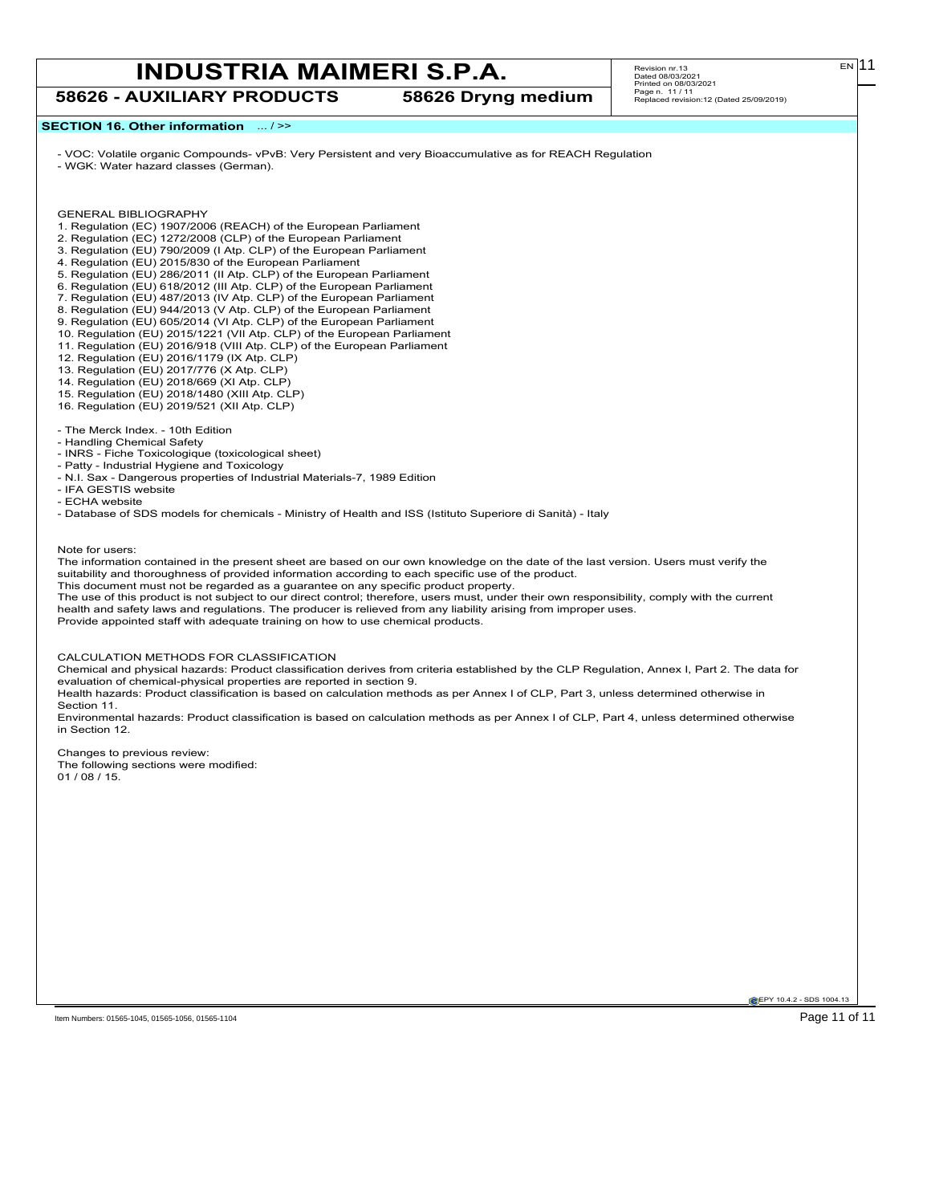**SECTION 16. Other information** ... / >>

- VOC: Volatile organic Compounds- vPvB: Very Persistent and very Bioaccumulative as for REACH Regulation
- WGK: Water hazard classes (German).

GENERAL BIBLIOGRAPHY

1. Regulation (EC) 1907/2006 (REACH) of the European Parliament
2. Regulation (EC) 1272/2008 (CLP) of the European Parliament
3. Regulation (EU) 790/2009 (I Atp. CLP) of the European Parliament
4. Regulation (EU) 2015/830 of the European Parliament
5. Regulation (EU) 286/2011 (II Atp. CLP) of the European Parliament
6. Regulation (EU) 618/2012 (III Atp. CLP) of the European Parliament
7. Regulation (EU) 487/2013 (IV Atp. CLP) of the European Parliament
8. Regulation (EU) 944/2013 (V Atp. CLP) of the European Parliament
9. Regulation (EU) 605/2014 (VI Atp. CLP) of the European Parliament
10. Regulation (EU) 2015/1221 (VII Atp. CLP) of the European Parliament
11. Regulation (EU) 2016/918 (VIII Atp. CLP) of the European Parliament
12. Regulation (EU) 2016/1179 (IX Atp. CLP)
13. Regulation (EU) 2017/776 (X Atp. CLP)
14. Regulation (EU) 2018/669 (XI Atp. CLP)
15. Regulation (EU) 2018/1480 (XIII Atp. CLP)
16. Regulation (EU) 2019/521 (XII Atp. CLP)

- The Merck Index. - 10th Edition
- Handling Chemical Safety
- INRS - Fiche Toxicologique (toxicological sheet)
- Patty - Industrial Hygiene and Toxicology
- N.I. Sax - Dangerous properties of Industrial Materials-7, 1989 Edition
- IFA GESTIS website
- ECHA website
- Database of SDS models for chemicals - Ministry of Health and ISS (Istituto Superiore di Sanità) - Italy

Note for users:
The information contained in the present sheet are based on our own knowledge on the date of the last version. Users must verify the suitability and thoroughness of provided information according to each specific use of the product.
This document must not be regarded as a guarantee on any specific product property.
The use of this product is not subject to our direct control; therefore, users must, under their own responsibility, comply with the current health and safety laws and regulations. The producer is relieved from any liability arising from improper uses.
Provide appointed staff with adequate training on how to use chemical products.

CALCULATION METHODS FOR CLASSIFICATION
Chemical and physical hazards: Product classification derives from criteria established by the CLP Regulation, Annex I, Part 2. The data for evaluation of chemical-physical properties are reported in section 9.
Health hazards: Product classification is based on calculation methods as per Annex I of CLP, Part 3, unless determined otherwise in Section 11.
Environmental hazards: Product classification is based on calculation methods as per Annex I of CLP, Part 4, unless determined otherwise in Section 12.

Changes to previous review:
The following sections were modified:
01 / 08 / 15.